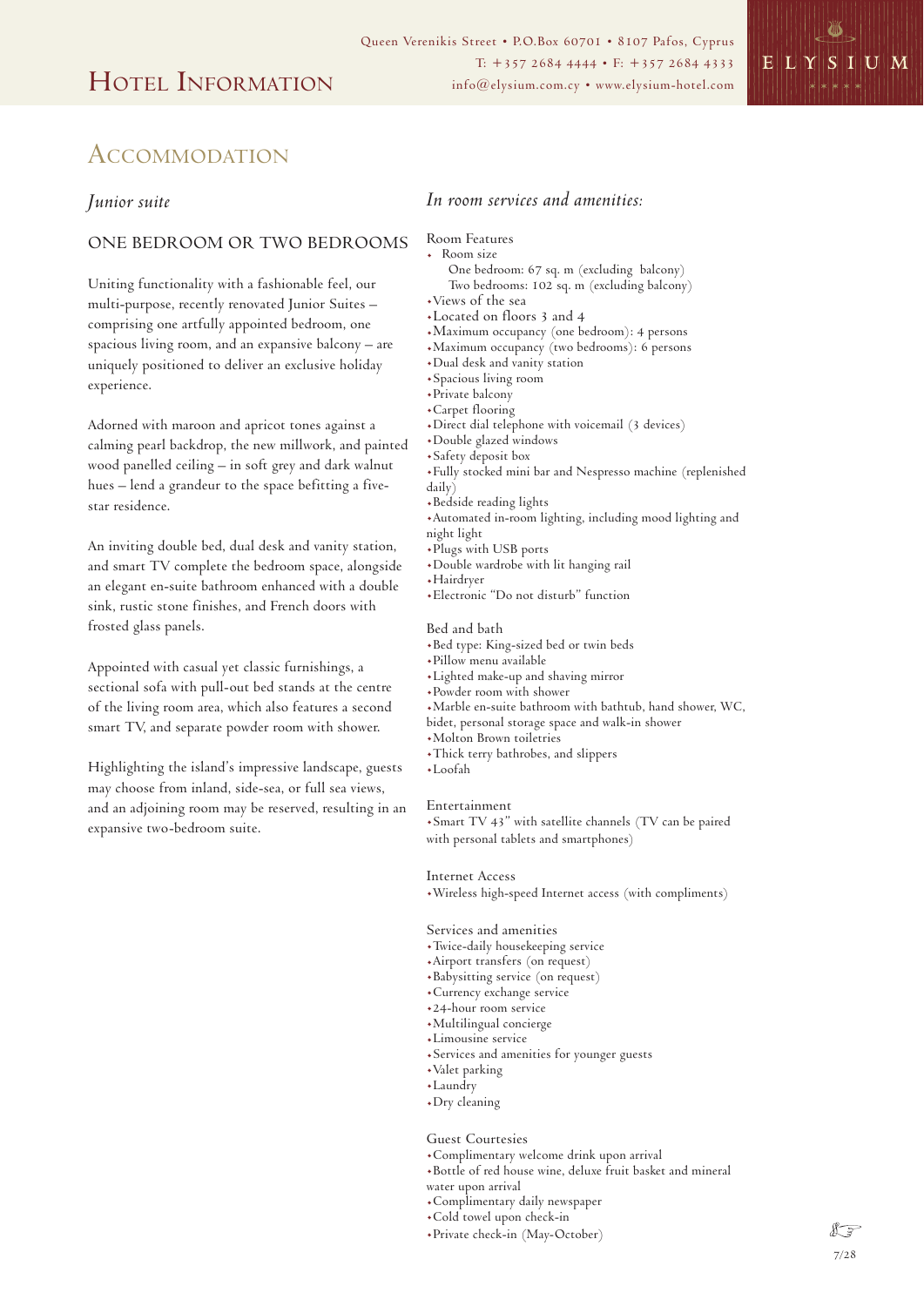# Hotel Information

Queen Verenikis Street • P.O.Box 60701 • 8107 Pafos, Cyprus
T: +357 2684 4444 • F: +357 2684 4333
info@elysium.com.cy • www.elysium-hotel.com

ELYSIUM

## Accommodation

### *Junior suite*

#### ONE BEDROOM OR TWO BEDROOMS

Uniting functionality with a fashionable feel, our multi-purpose, recently renovated Junior Suites – comprising one artfully appointed bedroom, one spacious living room, and an expansive balcony – are uniquely positioned to deliver an exclusive holiday experience.

Adorned with maroon and apricot tones against a calming pearl backdrop, the new millwork, and painted wood panelled ceiling – in soft grey and dark walnut hues – lend a grandeur to the space befitting a five-star residence.

An inviting double bed, dual desk and vanity station, and smart TV complete the bedroom space, alongside an elegant en-suite bathroom enhanced with a double sink, rustic stone finishes, and French doors with frosted glass panels.

Appointed with casual yet classic furnishings, a sectional sofa with pull-out bed stands at the centre of the living room area, which also features a second smart TV, and separate powder room with shower.

Highlighting the island's impressive landscape, guests may choose from inland, side-sea, or full sea views, and an adjoining room may be reserved, resulting in an expansive two-bedroom suite.

### *In room services and amenities:*

Room Features

- Room size
  One bedroom: 67 sq. m (excluding balcony)
  Two bedrooms: 102 sq. m (excluding balcony)
- Views of the sea
- Located on floors 3 and 4
- Maximum occupancy (one bedroom): 4 persons
- Maximum occupancy (two bedrooms): 6 persons
- Dual desk and vanity station
- Spacious living room
- Private balcony
- Carpet flooring
- Direct dial telephone with voicemail (3 devices)
- Double glazed windows
- Safety deposit box
- Fully stocked mini bar and Nespresso machine (replenished daily)
- Bedside reading lights
- Automated in-room lighting, including mood lighting and night light
- Plugs with USB ports
- Double wardrobe with lit hanging rail
- Hairdryer
- Electronic "Do not disturb" function

Bed and bath

- Bed type: King-sized bed or twin beds
- Pillow menu available
- Lighted make-up and shaving mirror
- Powder room with shower
- Marble en-suite bathroom with bathtub, hand shower, WC, bidet, personal storage space and walk-in shower
- Molton Brown toiletries
- Thick terry bathrobes, and slippers
- Loofah

Entertainment

- Smart TV 43" with satellite channels (TV can be paired with personal tablets and smartphones)

Internet Access

- Wireless high-speed Internet access (with compliments)

Services and amenities

- Twice-daily housekeeping service
- Airport transfers (on request)
- Babysitting service (on request)
- Currency exchange service
- 24-hour room service
- Multilingual concierge
- Limousine service
- Services and amenities for younger guests
- Valet parking
- Laundry
- Dry cleaning

Guest Courtesies

- Complimentary welcome drink upon arrival
- Bottle of red house wine, deluxe fruit basket and mineral water upon arrival
- Complimentary daily newspaper
- Cold towel upon check-in
- Private check-in (May-October)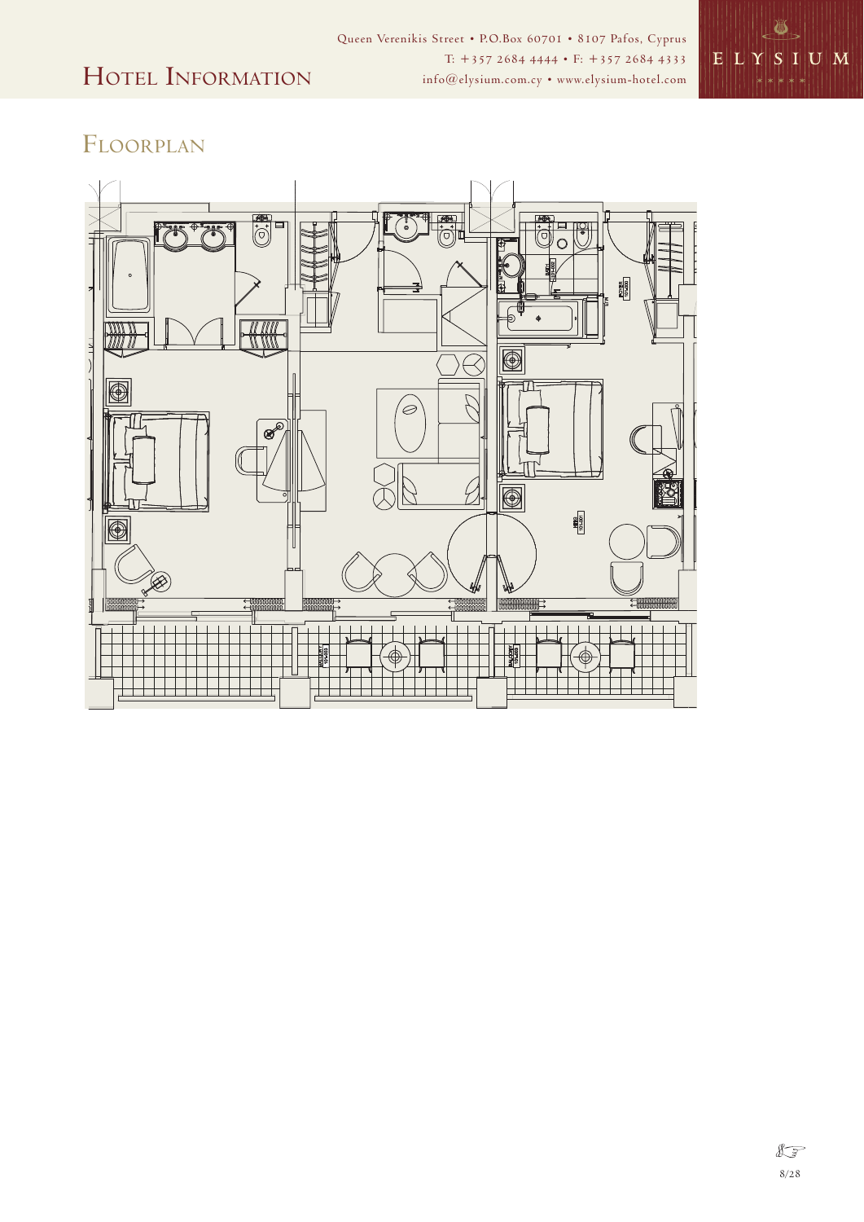# Hotel Information

Queen Verenikis Street • P.O.Box 60701 • 8107 Pafos, Cyprus
T: +357 2684 4444 • F: +357 2684 4333
info@elysium.com.cy • www.elysium-hotel.com

ELYSIUM

## Floorplan